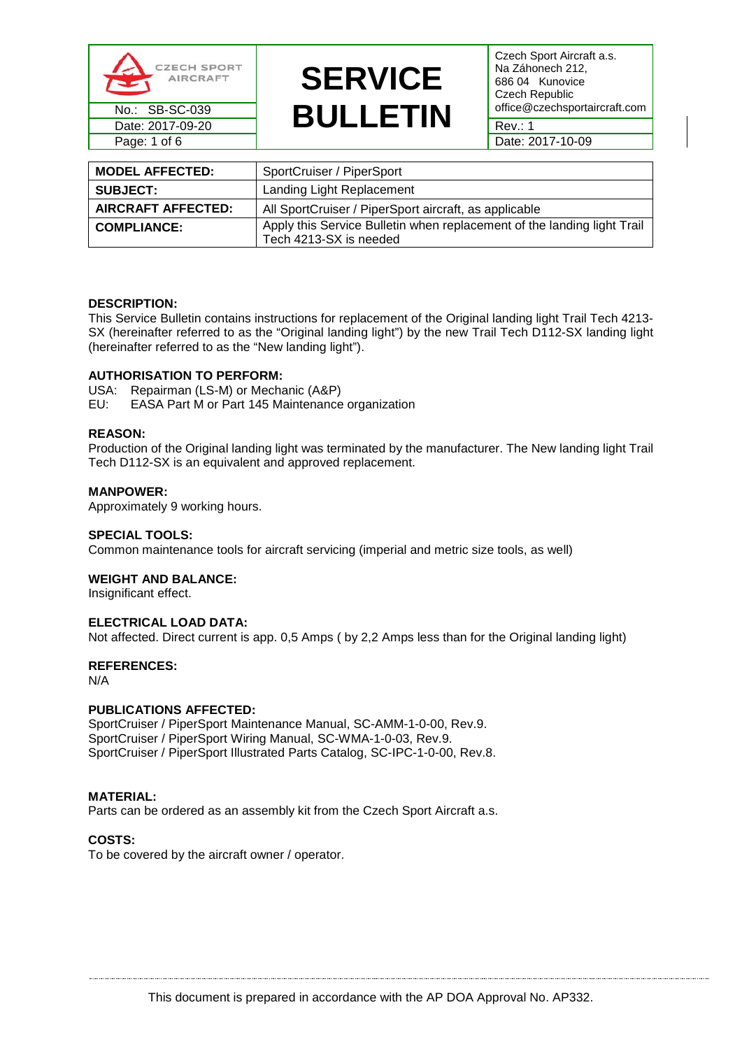| | **SERVICE BULLETIN** | Czech Sport Aircraft a.s.<br>Na Záhonech 212,<br>686 04 Kunovice<br>Czech Republic<br>office@czechsportaircraft.com |
|---|---|---|
| No.: SB-SC-039 | | |
| Date: 2017-09-20 | | Rev.: 1 |
| | | Date: 2017-10-09 |

| | |
|---|---|
| **MODEL AFFECTED:** | SportCruiser / PiperSport |
| **SUBJECT:** | Landing Light Replacement |
| **AIRCRAFT AFFECTED:** | All SportCruiser / PiperSport aircraft, as applicable |
| **COMPLIANCE:** | Apply this Service Bulletin when replacement of the landing light Trail Tech 4213-SX is needed |

**DESCRIPTION:**
This Service Bulletin contains instructions for replacement of the Original landing light Trail Tech 4213-SX (hereinafter referred to as the "Original landing light") by the new Trail Tech D112-SX landing light (hereinafter referred to as the "New landing light").

**AUTHORISATION TO PERFORM:**
USA: Repairman (LS-M) or Mechanic (A&P)
EU: EASA Part M or Part 145 Maintenance organization

**REASON:**
Production of the Original landing light was terminated by the manufacturer. The New landing light Trail Tech D112-SX is an equivalent and approved replacement.

**MANPOWER:**
Approximately 9 working hours.

**SPECIAL TOOLS:**
Common maintenance tools for aircraft servicing (imperial and metric size tools, as well)

**WEIGHT AND BALANCE:**
Insignificant effect.

**ELECTRICAL LOAD DATA:**
Not affected. Direct current is app. 0,5 Amps ( by 2,2 Amps less than for the Original landing light)

**REFERENCES:**
N/A

**PUBLICATIONS AFFECTED:**
SportCruiser / PiperSport Maintenance Manual, SC-AMM-1-0-00, Rev.9.
SportCruiser / PiperSport Wiring Manual, SC-WMA-1-0-03, Rev.9.
SportCruiser / PiperSport Illustrated Parts Catalog, SC-IPC-1-0-00, Rev.8.

**MATERIAL:**
Parts can be ordered as an assembly kit from the Czech Sport Aircraft a.s.

**COSTS:**
To be covered by the aircraft owner / operator.

This document is prepared in accordance with the AP DOA Approval No. AP332.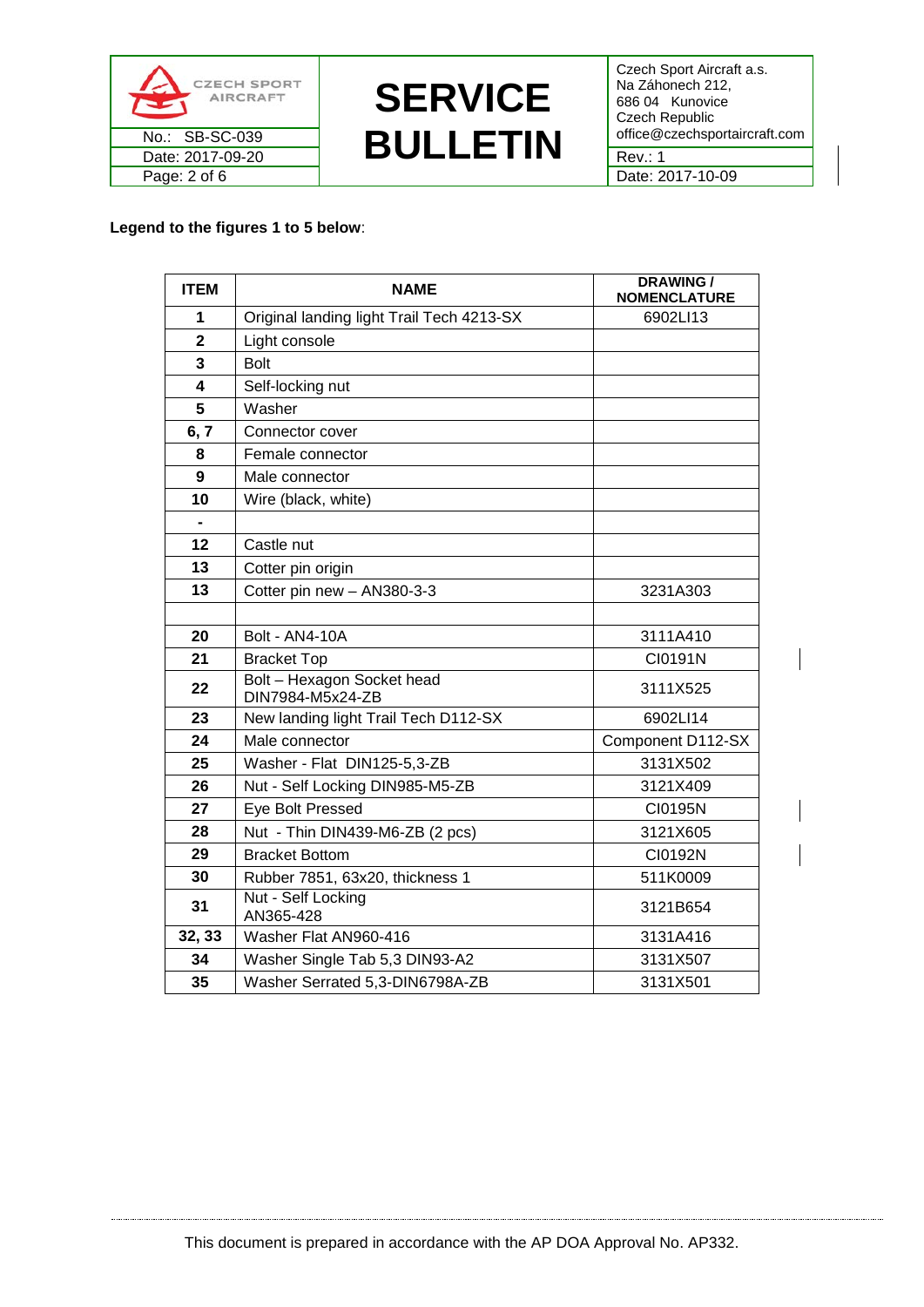**Legend to the figures 1 to 5 below**:

| ITEM | NAME | DRAWING / NOMENCLATURE |
|---|---|---|
| 1 | Original landing light Trail Tech 4213-SX | 6902LI13 |
| 2 | Light console | |
| 3 | Bolt | |
| 4 | Self-locking nut | |
| 5 | Washer | |
| 6, 7 | Connector cover | |
| 8 | Female connector | |
| 9 | Male connector | |
| 10 | Wire (black, white) | |
| - | | |
| 12 | Castle nut | |
| 13 | Cotter pin origin | |
| 13 | Cotter pin new – AN380-3-3 | 3231A303 |
| | | |
| 20 | Bolt - AN4-10A | 3111A410 |
| 21 | Bracket Top | CI0191N |
| 22 | Bolt – Hexagon Socket head DIN7984-M5x24-ZB | 3111X525 |
| 23 | New landing light Trail Tech D112-SX | 6902LI14 |
| 24 | Male connector | Component D112-SX |
| 25 | Washer - Flat DIN125-5,3-ZB | 3131X502 |
| 26 | Nut - Self Locking DIN985-M5-ZB | 3121X409 |
| 27 | Eye Bolt Pressed | CI0195N |
| 28 | Nut - Thin DIN439-M6-ZB (2 pcs) | 3121X605 |
| 29 | Bracket Bottom | CI0192N |
| 30 | Rubber 7851, 63x20, thickness 1 | 511K0009 |
| 31 | Nut - Self Locking AN365-428 | 3121B654 |
| 32, 33 | Washer Flat AN960-416 | 3131A416 |
| 34 | Washer Single Tab 5,3 DIN93-A2 | 3131X507 |
| 35 | Washer Serrated 5,3-DIN6798A-ZB | 3131X501 |

This document is prepared in accordance with the AP DOA Approval No. AP332.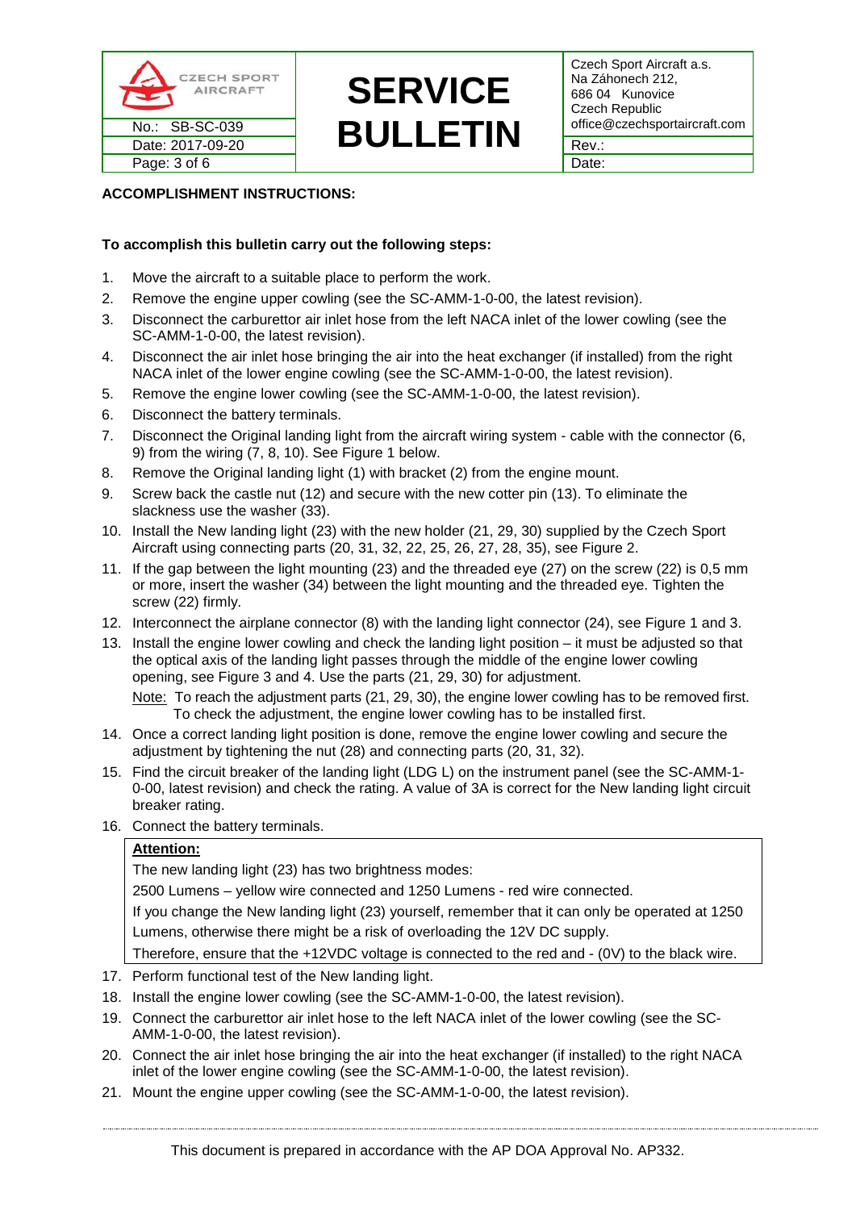**ACCOMPLISHMENT INSTRUCTIONS:**

**To accomplish this bulletin carry out the following steps:**

1. Move the aircraft to a suitable place to perform the work.
2. Remove the engine upper cowling (see the SC-AMM-1-0-00, the latest revision).
3. Disconnect the carburettor air inlet hose from the left NACA inlet of the lower cowling (see the SC-AMM-1-0-00, the latest revision).
4. Disconnect the air inlet hose bringing the air into the heat exchanger (if installed) from the right NACA inlet of the lower engine cowling (see the SC-AMM-1-0-00, the latest revision).
5. Remove the engine lower cowling (see the SC-AMM-1-0-00, the latest revision).
6. Disconnect the battery terminals.
7. Disconnect the Original landing light from the aircraft wiring system - cable with the connector (6, 9) from the wiring (7, 8, 10). See Figure 1 below.
8. Remove the Original landing light (1) with bracket (2) from the engine mount.
9. Screw back the castle nut (12) and secure with the new cotter pin (13). To eliminate the slackness use the washer (33).
10. Install the New landing light (23) with the new holder (21, 29, 30) supplied by the Czech Sport Aircraft using connecting parts (20, 31, 32, 22, 25, 26, 27, 28, 35), see Figure 2.
11. If the gap between the light mounting (23) and the threaded eye (27) on the screw (22) is 0,5 mm or more, insert the washer (34) between the light mounting and the threaded eye. Tighten the screw (22) firmly.
12. Interconnect the airplane connector (8) with the landing light connector (24), see Figure 1 and 3.
13. Install the engine lower cowling and check the landing light position – it must be adjusted so that the optical axis of the landing light passes through the middle of the engine lower cowling opening, see Figure 3 and 4. Use the parts (21, 29, 30) for adjustment.

    Note: To reach the adjustment parts (21, 29, 30), the engine lower cowling has to be removed first. To check the adjustment, the engine lower cowling has to be installed first.
14. Once a correct landing light position is done, remove the engine lower cowling and secure the adjustment by tightening the nut (28) and connecting parts (20, 31, 32).
15. Find the circuit breaker of the landing light (LDG L) on the instrument panel (see the SC-AMM-1-0-00, latest revision) and check the rating. A value of 3A is correct for the New landing light circuit breaker rating.
16. Connect the battery terminals.

> **Attention:**
>
> The new landing light (23) has two brightness modes:
>
> 2500 Lumens – yellow wire connected and 1250 Lumens - red wire connected.
>
> If you change the New landing light (23) yourself, remember that it can only be operated at 1250 Lumens, otherwise there might be a risk of overloading the 12V DC supply.
>
> Therefore, ensure that the +12VDC voltage is connected to the red and - (0V) to the black wire.

17. Perform functional test of the New landing light.
18. Install the engine lower cowling (see the SC-AMM-1-0-00, the latest revision).
19. Connect the carburettor air inlet hose to the left NACA inlet of the lower cowling (see the SC-AMM-1-0-00, the latest revision).
20. Connect the air inlet hose bringing the air into the heat exchanger (if installed) to the right NACA inlet of the lower engine cowling (see the SC-AMM-1-0-00, the latest revision).
21. Mount the engine upper cowling (see the SC-AMM-1-0-00, the latest revision).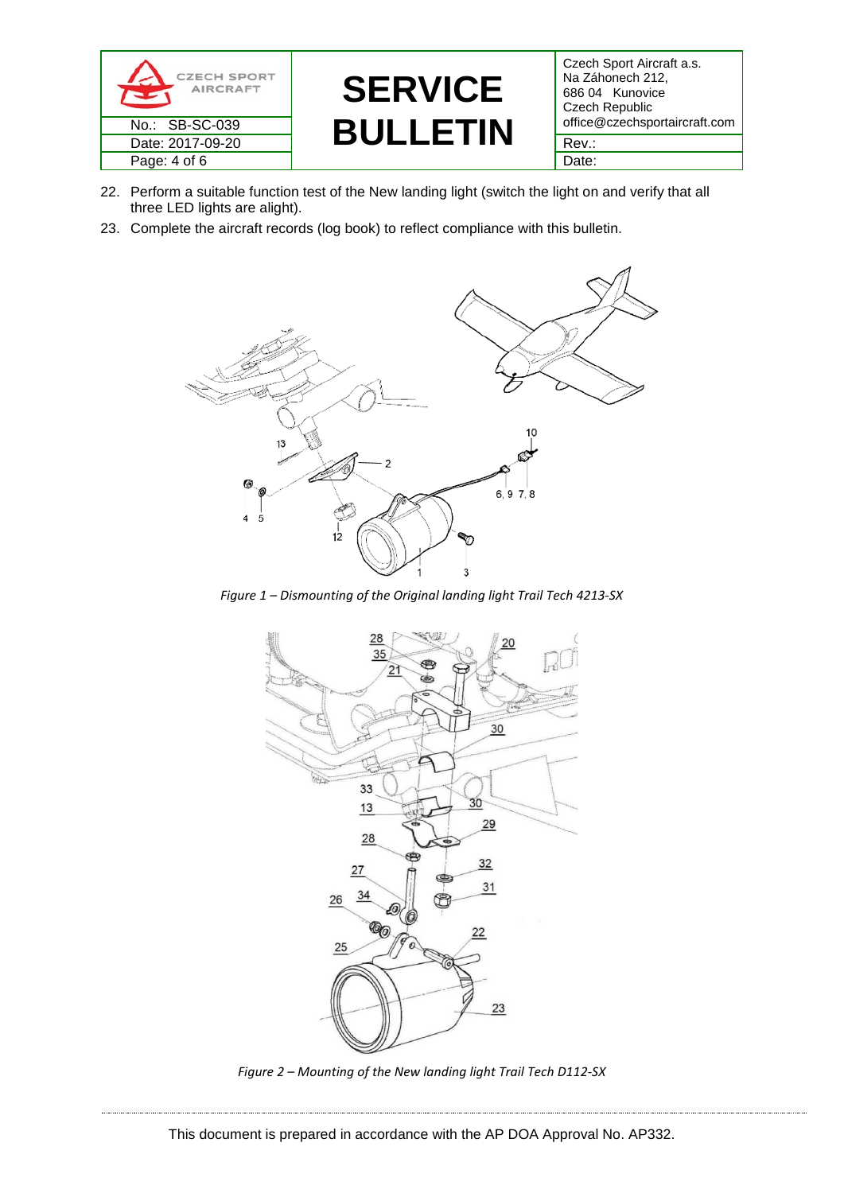22. Perform a suitable function test of the New landing light (switch the light on and verify that all three LED lights are alight).
23. Complete the aircraft records (log book) to reflect compliance with this bulletin.

*Figure 1 – Dismounting of the Original landing light Trail Tech 4213-SX*

*Figure 2 – Mounting of the New landing light Trail Tech D112-SX*

This document is prepared in accordance with the AP DOA Approval No. AP332.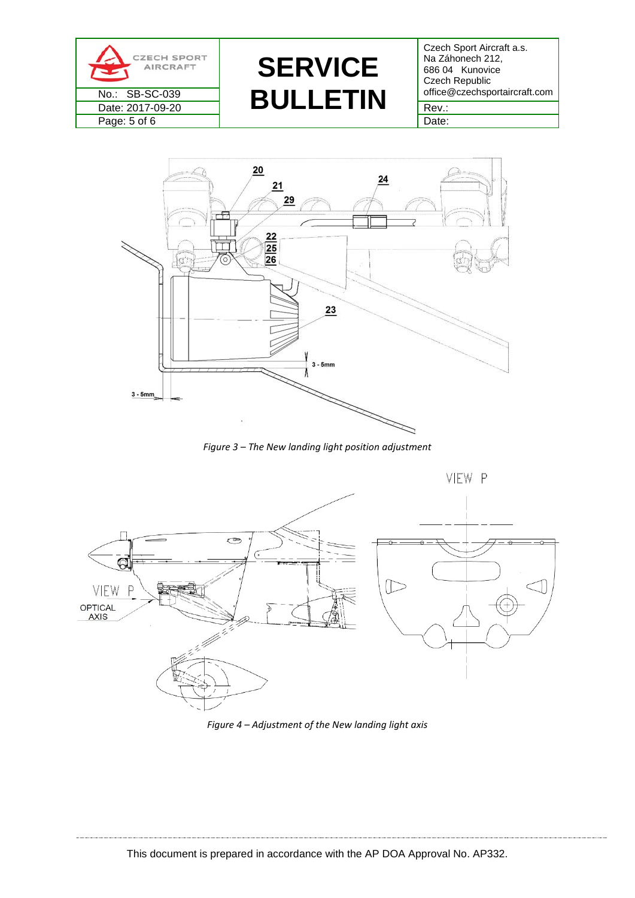*Figure 3 – The New landing light position adjustment*

*Figure 4 – Adjustment of the New landing light axis*

This document is prepared in accordance with the AP DOA Approval No. AP332.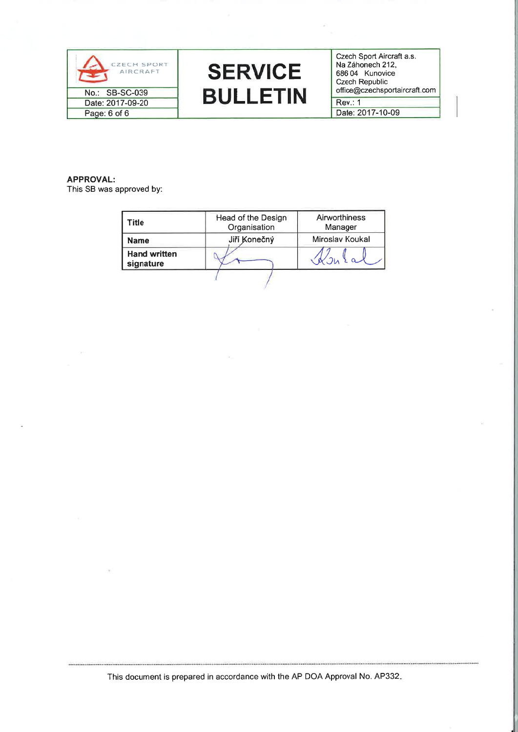**APPROVAL:**
This SB was approved by:

| **Title** | Head of the Design Organisation | Airworthiness Manager |
|---|---|---|
| **Name** | Jiří Konečný | Miroslav Koukal |
| **Hand written signature** | | |

This document is prepared in accordance with the AP DOA Approval No. AP332.